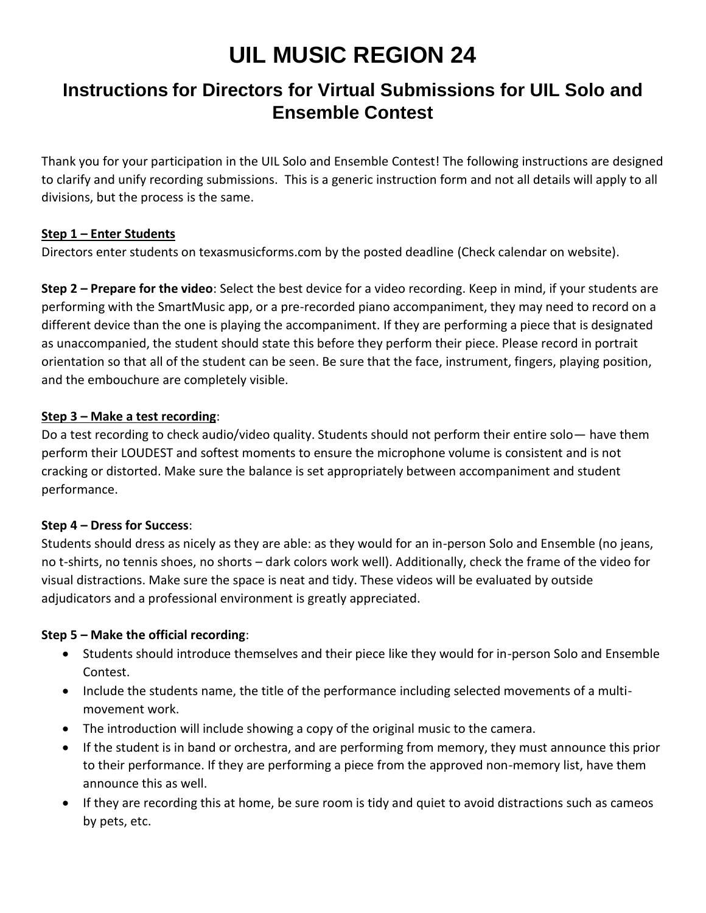# UIL MUSIC REGION 24

## Instructions for Directors for Virtual Submissions for UIL Solo and Ensemble Contest

Thank you for your participation in the UIL Solo and Ensemble Contest! The following instructions are designed to clarify and unify recording submissions. This is a generic instruction form and not all details will apply to all divisions, but the process is the same.

**Step 1 – Enter Students**

Directors enter students on texasmusicforms.com by the posted deadline (Check calendar on website).

**Step 2 – Prepare for the video**: Select the best device for a video recording. Keep in mind, if your students are performing with the SmartMusic app, or a pre-recorded piano accompaniment, they may need to record on a different device than the one is playing the accompaniment. If they are performing a piece that is designated as unaccompanied, the student should state this before they perform their piece. Please record in portrait orientation so that all of the student can be seen. Be sure that the face, instrument, fingers, playing position, and the embouchure are completely visible.

**Step 3 – Make a test recording**:

Do a test recording to check audio/video quality. Students should not perform their entire solo— have them perform their LOUDEST and softest moments to ensure the microphone volume is consistent and is not cracking or distorted. Make sure the balance is set appropriately between accompaniment and student performance.

**Step 4 – Dress for Success**:

Students should dress as nicely as they are able: as they would for an in-person Solo and Ensemble (no jeans, no t-shirts, no tennis shoes, no shorts – dark colors work well). Additionally, check the frame of the video for visual distractions. Make sure the space is neat and tidy. These videos will be evaluated by outside adjudicators and a professional environment is greatly appreciated.

**Step 5 – Make the official recording**:

- Students should introduce themselves and their piece like they would for in-person Solo and Ensemble Contest.
- Include the students name, the title of the performance including selected movements of a multi-movement work.
- The introduction will include showing a copy of the original music to the camera.
- If the student is in band or orchestra, and are performing from memory, they must announce this prior to their performance. If they are performing a piece from the approved non-memory list, have them announce this as well.
- If they are recording this at home, be sure room is tidy and quiet to avoid distractions such as cameos by pets, etc.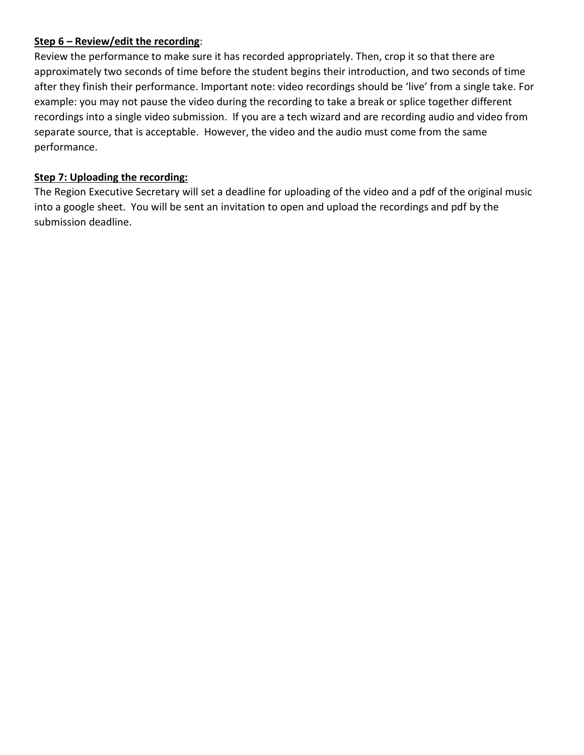**Step 6 – Review/edit the recording**:

Review the performance to make sure it has recorded appropriately. Then, crop it so that there are approximately two seconds of time before the student begins their introduction, and two seconds of time after they finish their performance. Important note: video recordings should be 'live' from a single take. For example: you may not pause the video during the recording to take a break or splice together different recordings into a single video submission. If you are a tech wizard and are recording audio and video from separate source, that is acceptable. However, the video and the audio must come from the same performance.

**Step 7: Uploading the recording:**

The Region Executive Secretary will set a deadline for uploading of the video and a pdf of the original music into a google sheet. You will be sent an invitation to open and upload the recordings and pdf by the submission deadline.